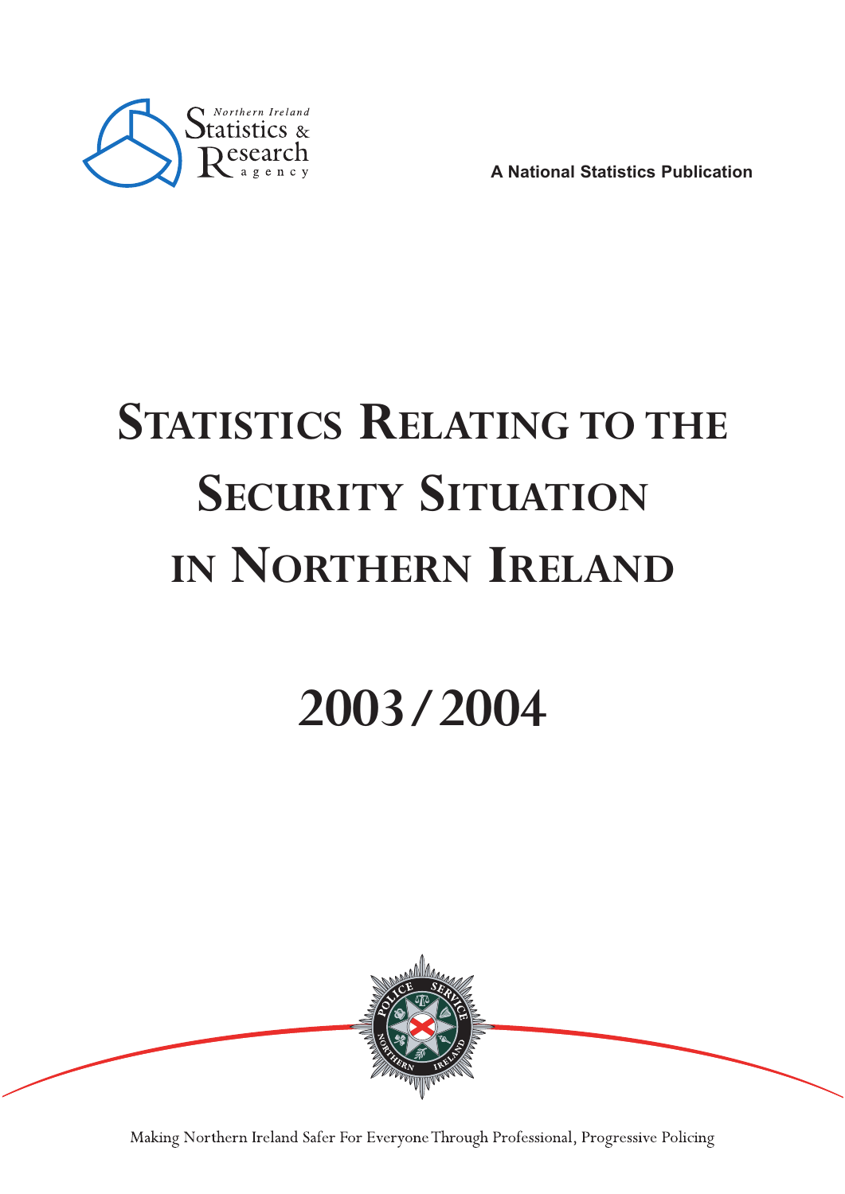Northern Ireland Statistics & Research agency

A National Statistics Publication

# Statistics Relating to the Security Situation in Northern Ireland

# 2003/2004

Making Northern Ireland Safer For Everyone Through Professional, Progressive Policing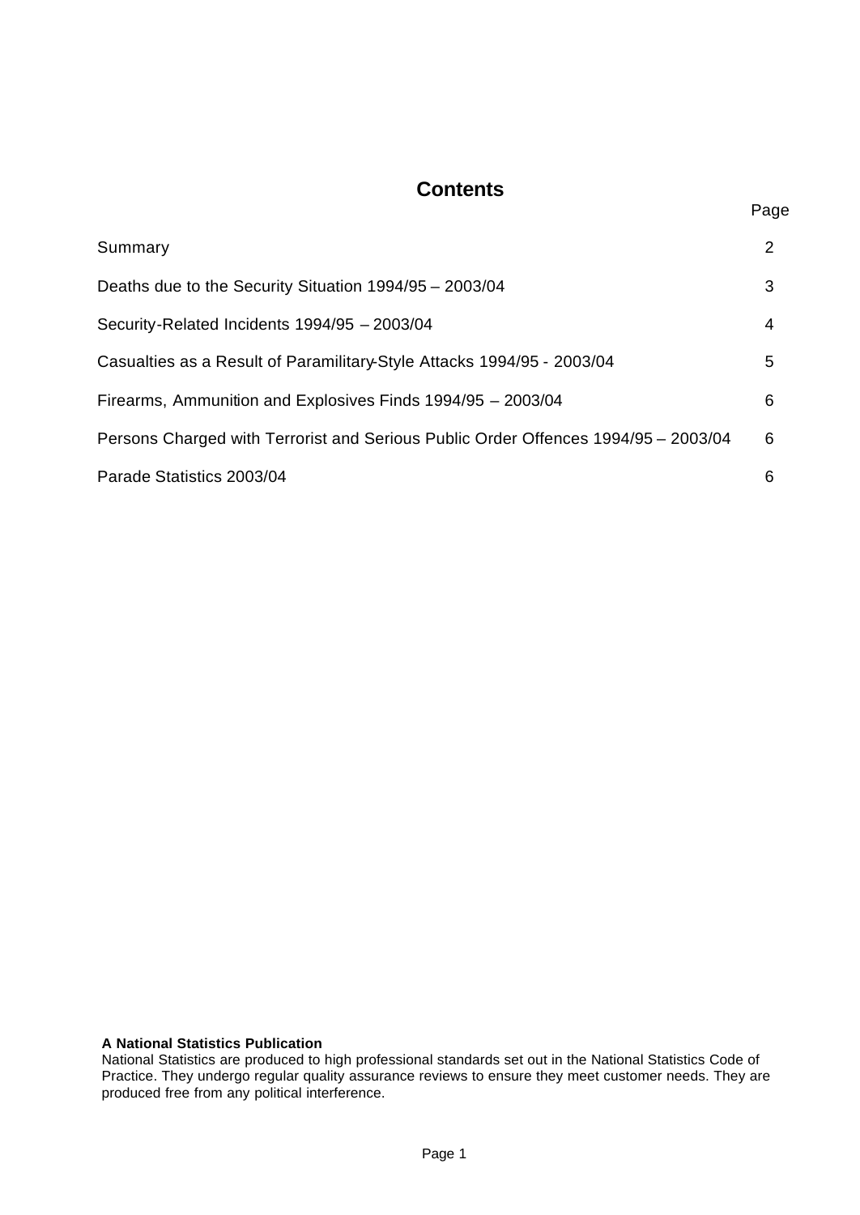# Contents

| | Page |
|---|---|
| Summary | 2 |
| Deaths due to the Security Situation 1994/95 – 2003/04 | 3 |
| Security-Related Incidents 1994/95 – 2003/04 | 4 |
| Casualties as a Result of Paramilitary-Style Attacks 1994/95 - 2003/04 | 5 |
| Firearms, Ammunition and Explosives Finds 1994/95 – 2003/04 | 6 |
| Persons Charged with Terrorist and Serious Public Order Offences 1994/95 – 2003/04 | 6 |
| Parade Statistics 2003/04 | 6 |

**A National Statistics Publication**

National Statistics are produced to high professional standards set out in the National Statistics Code of Practice. They undergo regular quality assurance reviews to ensure they meet customer needs. They are produced free from any political interference.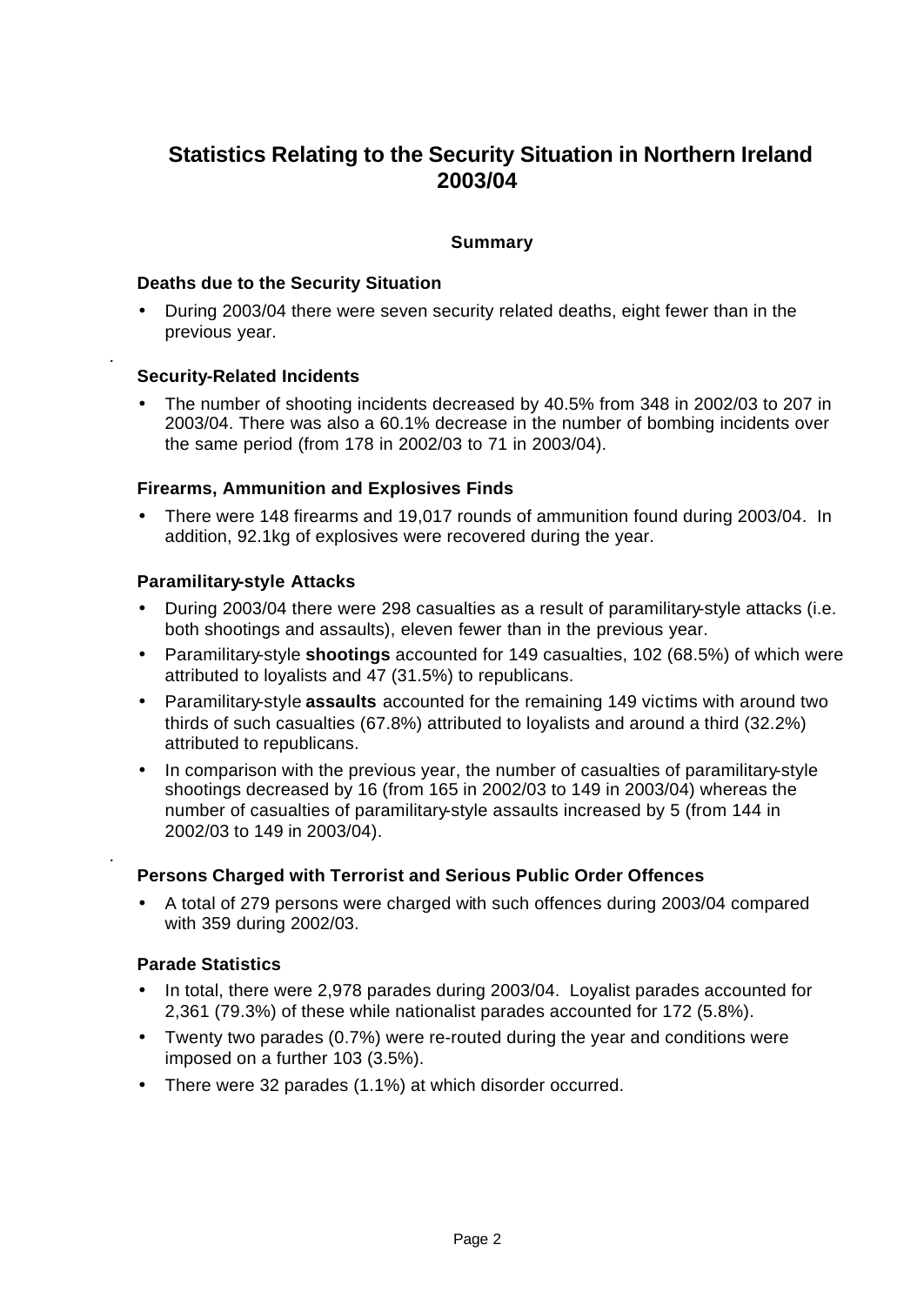# Statistics Relating to the Security Situation in Northern Ireland 2003/04

## Summary

### Deaths due to the Security Situation

- During 2003/04 there were seven security related deaths, eight fewer than in the previous year.

### Security-Related Incidents

- The number of shooting incidents decreased by 40.5% from 348 in 2002/03 to 207 in 2003/04. There was also a 60.1% decrease in the number of bombing incidents over the same period (from 178 in 2002/03 to 71 in 2003/04).

### Firearms, Ammunition and Explosives Finds

- There were 148 firearms and 19,017 rounds of ammunition found during 2003/04. In addition, 92.1kg of explosives were recovered during the year.

### Paramilitary-style Attacks

- During 2003/04 there were 298 casualties as a result of paramilitary-style attacks (i.e. both shootings and assaults), eleven fewer than in the previous year.
- Paramilitary-style **shootings** accounted for 149 casualties, 102 (68.5%) of which were attributed to loyalists and 47 (31.5%) to republicans.
- Paramilitary-style **assaults** accounted for the remaining 149 victims with around two thirds of such casualties (67.8%) attributed to loyalists and around a third (32.2%) attributed to republicans.
- In comparison with the previous year, the number of casualties of paramilitary-style shootings decreased by 16 (from 165 in 2002/03 to 149 in 2003/04) whereas the number of casualties of paramilitary-style assaults increased by 5 (from 144 in 2002/03 to 149 in 2003/04).

### Persons Charged with Terrorist and Serious Public Order Offences

- A total of 279 persons were charged with such offences during 2003/04 compared with 359 during 2002/03.

### Parade Statistics

- In total, there were 2,978 parades during 2003/04. Loyalist parades accounted for 2,361 (79.3%) of these while nationalist parades accounted for 172 (5.8%).
- Twenty two parades (0.7%) were re-routed during the year and conditions were imposed on a further 103 (3.5%).
- There were 32 parades (1.1%) at which disorder occurred.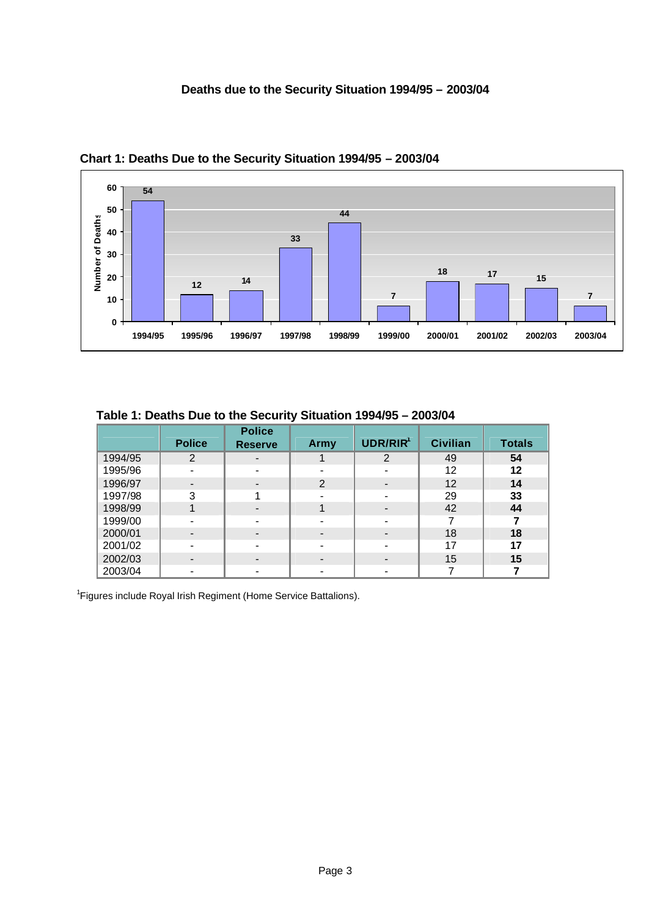# Deaths due to the Security Situation 1994/95 – 2003/04

**Chart 1: Deaths Due to the Security Situation 1994/95 – 2003/04**

| Year | Number of Deaths |
|---|---|
| 1994/95 | 54 |
| 1995/96 | 12 |
| 1996/97 | 14 |
| 1997/98 | 33 |
| 1998/99 | 44 |
| 1999/00 | 7 |
| 2000/01 | 18 |
| 2001/02 | 17 |
| 2002/03 | 15 |
| 2003/04 | 7 |

**Table 1: Deaths Due to the Security Situation 1994/95 – 2003/04**

| | Police | Police Reserve | Army | UDR/RIR[1] | Civilian | Totals |
|---|---|---|---|---|---|---|
| 1994/95 | 2 | - | 1 | 2 | 49 | **54** |
| 1995/96 | - | - | - | - | 12 | **12** |
| 1996/97 | - | - | 2 | - | 12 | **14** |
| 1997/98 | 3 | 1 | - | - | 29 | **33** |
| 1998/99 | 1 | - | 1 | - | 42 | **44** |
| 1999/00 | - | - | - | - | 7 | **7** |
| 2000/01 | - | - | - | - | 18 | **18** |
| 2001/02 | - | - | - | - | 17 | **17** |
| 2002/03 | - | - | - | - | 15 | **15** |
| 2003/04 | - | - | - | - | 7 | **7** |

[1]Figures include Royal Irish Regiment (Home Service Battalions).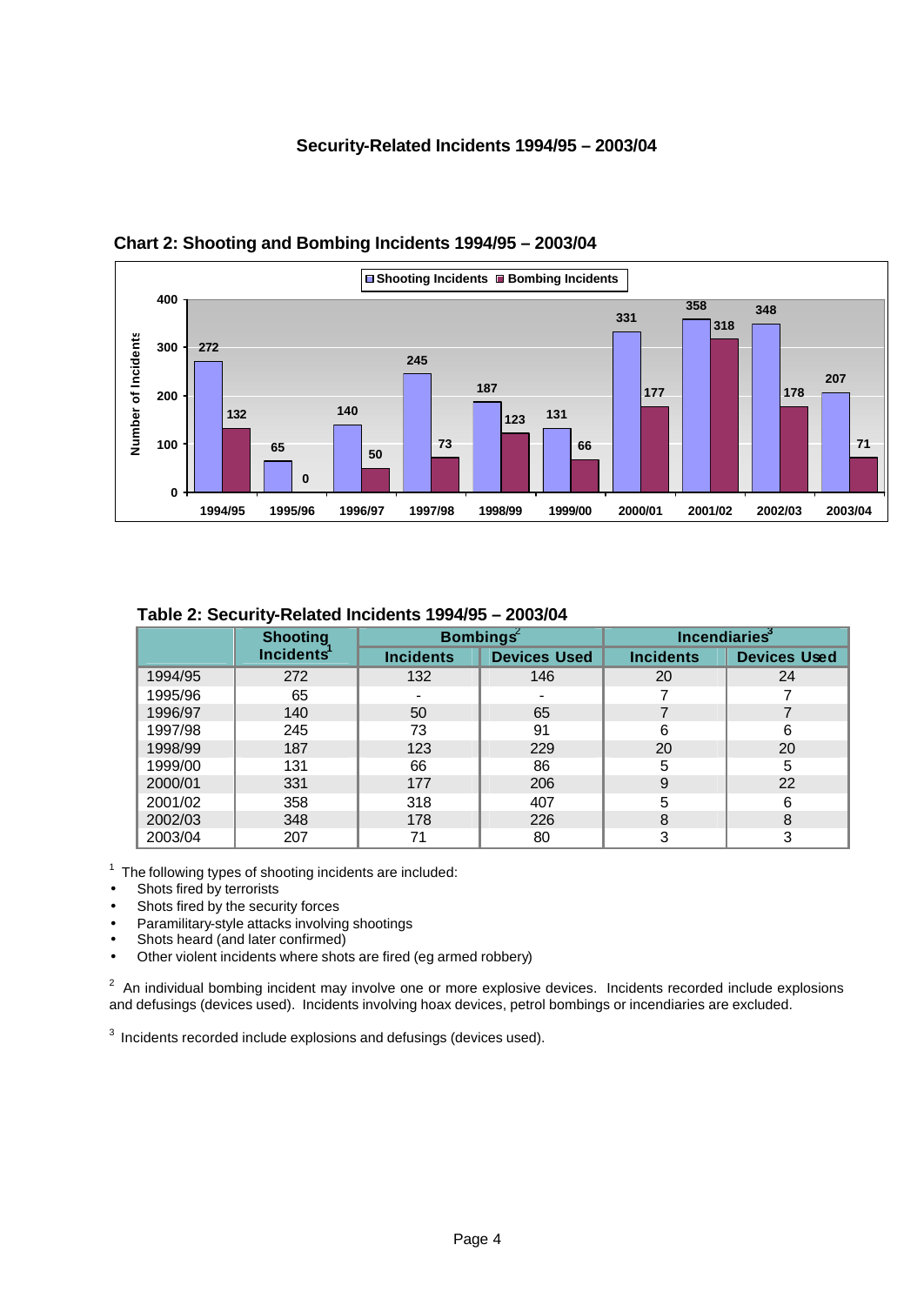## Security-Related Incidents 1994/95 – 2003/04

### Chart 2: Shooting and Bombing Incidents 1994/95 – 2003/04

| Year | Shooting Incidents | Bombing Incidents |
|---|---|---|
| 1994/95 | 272 | 132 |
| 1995/96 | 65 | 0 |
| 1996/97 | 140 | 50 |
| 1997/98 | 245 | 73 |
| 1998/99 | 187 | 123 |
| 1999/00 | 131 | 66 |
| 2000/01 | 331 | 177 |
| 2001/02 | 358 | 318 |
| 2002/03 | 348 | 178 |
| 2003/04 | 207 | 71 |

### Table 2: Security-Related Incidents 1994/95 – 2003/04

| | Shooting Incidents[1] | Bombings[2] | | Incendiaries[3] | |
|---|---|---|---|---|---|
| | | Incidents | Devices Used | Incidents | Devices Used |
| 1994/95 | 272 | 132 | 146 | 20 | 24 |
| 1995/96 | 65 | - | - | 7 | 7 |
| 1996/97 | 140 | 50 | 65 | 7 | 7 |
| 1997/98 | 245 | 73 | 91 | 6 | 6 |
| 1998/99 | 187 | 123 | 229 | 20 | 20 |
| 1999/00 | 131 | 66 | 86 | 5 | 5 |
| 2000/01 | 331 | 177 | 206 | 9 | 22 |
| 2001/02 | 358 | 318 | 407 | 5 | 6 |
| 2002/03 | 348 | 178 | 226 | 8 | 8 |
| 2003/04 | 207 | 71 | 80 | 3 | 3 |

[1] The following types of shooting incidents are included:

- Shots fired by terrorists
- Shots fired by the security forces
- Paramilitary-style attacks involving shootings
- Shots heard (and later confirmed)
- Other violent incidents where shots are fired (eg armed robbery)

[2] An individual bombing incident may involve one or more explosive devices. Incidents recorded include explosions and defusings (devices used). Incidents involving hoax devices, petrol bombings or incendiaries are excluded.

[3] Incidents recorded include explosions and defusings (devices used).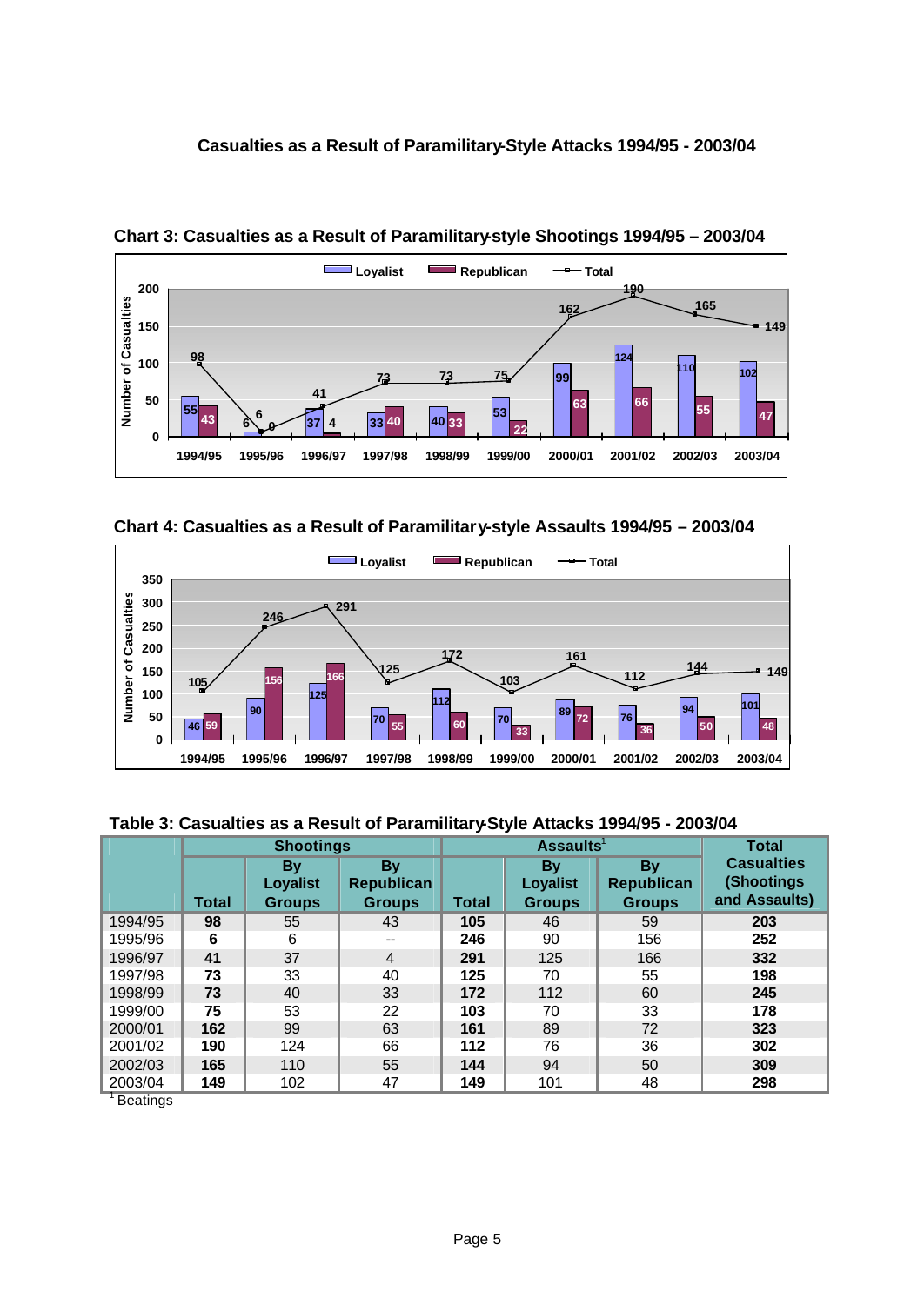## Casualties as a Result of Paramilitary-Style Attacks 1994/95 - 2003/04

**Chart 3: Casualties as a Result of Paramilitary-style Shootings 1994/95 – 2003/04**

**Chart 4: Casualties as a Result of Paramilitary-style Assaults 1994/95 – 2003/04**

**Table 3: Casualties as a Result of Paramilitary-Style Attacks 1994/95 - 2003/04**

| | Shootings | | | Assaults[1] | | | Total Casualties (Shootings and Assaults) |
|---|---|---|---|---|---|---|---|
| | Total | By Loyalist Groups | By Republican Groups | Total | By Loyalist Groups | By Republican Groups | |
| 1994/95 | **98** | 55 | 43 | **105** | 46 | 59 | **203** |
| 1995/96 | **6** | 6 | -- | **246** | 90 | 156 | **252** |
| 1996/97 | **41** | 37 | 4 | **291** | 125 | 166 | **332** |
| 1997/98 | **73** | 33 | 40 | **125** | 70 | 55 | **198** |
| 1998/99 | **73** | 40 | 33 | **172** | 112 | 60 | **245** |
| 1999/00 | **75** | 53 | 22 | **103** | 70 | 33 | **178** |
| 2000/01 | **162** | 99 | 63 | **161** | 89 | 72 | **323** |
| 2001/02 | **190** | 124 | 66 | **112** | 76 | 36 | **302** |
| 2002/03 | **165** | 110 | 55 | **144** | 94 | 50 | **309** |
| 2003/04 | **149** | 102 | 47 | **149** | 101 | 48 | **298** |

[1] Beatings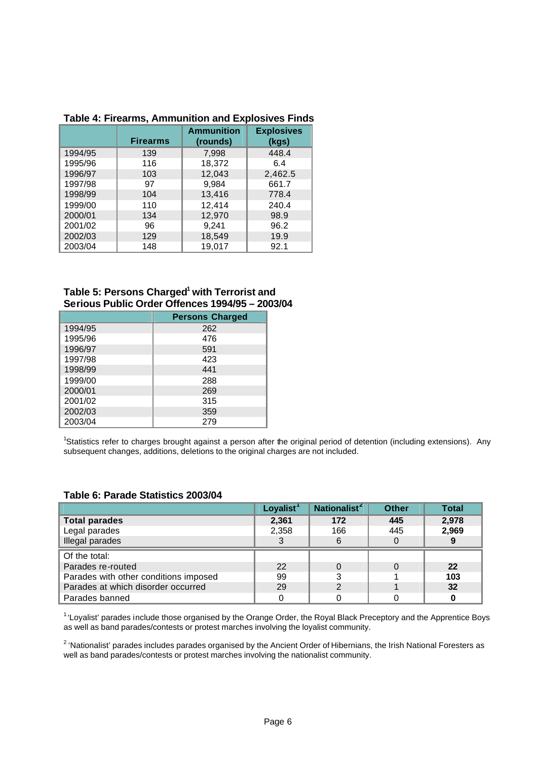**Table 4: Firearms, Ammunition and Explosives Finds**

| | Firearms | Ammunition (rounds) | Explosives (kgs) |
|---|---|---|---|
| 1994/95 | 139 | 7,998 | 448.4 |
| 1995/96 | 116 | 18,372 | 6.4 |
| 1996/97 | 103 | 12,043 | 2,462.5 |
| 1997/98 | 97 | 9,984 | 661.7 |
| 1998/99 | 104 | 13,416 | 778.4 |
| 1999/00 | 110 | 12,414 | 240.4 |
| 2000/01 | 134 | 12,970 | 98.9 |
| 2001/02 | 96 | 9,241 | 96.2 |
| 2002/03 | 129 | 18,549 | 19.9 |
| 2003/04 | 148 | 19,017 | 92.1 |

**Table 5: Persons Charged[1] with Terrorist and Serious Public Order Offences 1994/95 – 2003/04**

| | Persons Charged |
|---|---|
| 1994/95 | 262 |
| 1995/96 | 476 |
| 1996/97 | 591 |
| 1997/98 | 423 |
| 1998/99 | 441 |
| 1999/00 | 288 |
| 2000/01 | 269 |
| 2001/02 | 315 |
| 2002/03 | 359 |
| 2003/04 | 279 |

[1]Statistics refer to charges brought against a person after the original period of detention (including extensions). Any subsequent changes, additions, deletions to the original charges are not included.

**Table 6: Parade Statistics 2003/04**

| | Loyalist[1] | Nationalist[2] | Other | Total |
|---|---|---|---|---|
| **Total parades** | **2,361** | **172** | **445** | **2,978** |
| Legal parades | 2,358 | 166 | 445 | **2,969** |
| Illegal parades | 3 | 6 | 0 | **9** |
| Of the total: | | | | |
| Parades re-routed | 22 | 0 | 0 | **22** |
| Parades with other conditions imposed | 99 | 3 | 1 | **103** |
| Parades at which disorder occurred | 29 | 2 | 1 | **32** |
| Parades banned | 0 | 0 | 0 | **0** |

[1] 'Loyalist' parades include those organised by the Orange Order, the Royal Black Preceptory and the Apprentice Boys as well as band parades/contests or protest marches involving the loyalist community.

[2] 'Nationalist' parades includes parades organised by the Ancient Order of Hibernians, the Irish National Foresters as well as band parades/contests or protest marches involving the nationalist community.